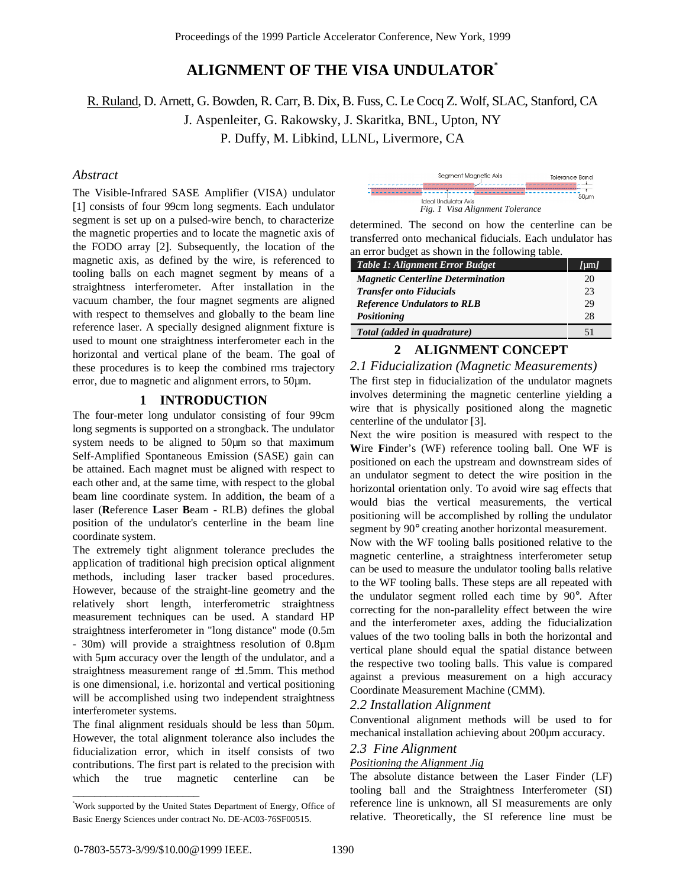# ALIGNMENT OF THE VISA UNDULATOR*

R. Ruland, D. Arnett, G. Bowden, R. Carr, B. Dix, B. Fuss, C. Le Cocq Z. Wolf, SLAC, Stanford, CA
J. Aspenleiter, G. Rakowsky, J. Skaritka, BNL, Upton, NY
P. Duffy, M. Libkind, LLNL, Livermore, CA

## *Abstract*

The Visible-Infrared SASE Amplifier (VISA) undulator [1] consists of four 99cm long segments. Each undulator segment is set up on a pulsed-wire bench, to characterize the magnetic properties and to locate the magnetic axis of the FODO array [2]. Subsequently, the location of the magnetic axis, as defined by the wire, is referenced to tooling balls on each magnet segment by means of a straightness interferometer. After installation in the vacuum chamber, the four magnet segments are aligned with respect to themselves and globally to the beam line reference laser. A specially designed alignment fixture is used to mount one straightness interferometer each in the horizontal and vertical plane of the beam. The goal of these procedures is to keep the combined rms trajectory error, due to magnetic and alignment errors, to 50µm.

## 1 INTRODUCTION

The four-meter long undulator consisting of four 99cm long segments is supported on a strongback. The undulator system needs to be aligned to 50µm so that maximum Self-Amplified Spontaneous Emission (SASE) gain can be attained. Each magnet must be aligned with respect to each other and, at the same time, with respect to the global beam line coordinate system. In addition, the beam of a laser (**R**eference **L**aser **B**eam - RLB) defines the global position of the undulator's centerline in the beam line coordinate system.

The extremely tight alignment tolerance precludes the application of traditional high precision optical alignment methods, including laser tracker based procedures. However, because of the straight-line geometry and the relatively short length, interferometric straightness measurement techniques can be used. A standard HP straightness interferometer in "long distance" mode (0.5m - 30m) will provide a straightness resolution of 0.8µm with 5µm accuracy over the length of the undulator, and a straightness measurement range of ±1.5mm. This method is one dimensional, i.e. horizontal and vertical positioning will be accomplished using two independent straightness interferometer systems.

The final alignment residuals should be less than 50µm. However, the total alignment tolerance also includes the fiducialization error, which in itself consists of two contributions. The first part is related to the precision with which the true magnetic centerline can be determined. The second on how the centerline can be transferred onto mechanical fiducials. Each undulator has an error budget as shown in the following table.

Segment Magnetic Axis — Tolerance Band — Ideal Undulator Axis — 50µm

*Fig. 1 Visa Alignment Tolerance*

| *Table 1: Alignment Error Budget* | *[µm]* |
|---|---|
| *Magnetic Centerline Determination* | 20 |
| *Transfer onto Fiducials* | 23 |
| *Reference Undulators to RLB* | 29 |
| *Positioning* | 28 |
| *Total (added in quadrature)* | 51 |

## 2 ALIGNMENT CONCEPT

### *2.1 Fiducialization (Magnetic Measurements)*

The first step in fiducialization of the undulator magnets involves determining the magnetic centerline yielding a wire that is physically positioned along the magnetic centerline of the undulator [3].

Next the wire position is measured with respect to the **W**ire **F**inder's (WF) reference tooling ball. One WF is positioned on each the upstream and downstream sides of an undulator segment to detect the wire position in the horizontal orientation only. To avoid wire sag effects that would bias the vertical measurements, the vertical positioning will be accomplished by rolling the undulator segment by 90° creating another horizontal measurement.

Now with the WF tooling balls positioned relative to the magnetic centerline, a straightness interferometer setup can be used to measure the undulator tooling balls relative to the WF tooling balls. These steps are all repeated with the undulator segment rolled each time by 90°. After correcting for the non-parallelity effect between the wire and the interferometer axes, adding the fiducialization values of the two tooling balls in both the horizontal and vertical plane should equal the spatial distance between the respective two tooling balls. This value is compared against a previous measurement on a high accuracy Coordinate Measurement Machine (CMM).

### *2.2 Installation Alignment*

Conventional alignment methods will be used to for mechanical installation achieving about 200µm accuracy.

### *2.3 Fine Alignment*

*Positioning the Alignment Jig*

The absolute distance between the Laser Finder (LF) tooling ball and the Straightness Interferometer (SI) reference line is unknown, all SI measurements are only relative. Theoretically, the SI reference line must be

*Work supported by the United States Department of Energy, Office of Basic Energy Sciences under contract No. DE-AC03-76SF00515.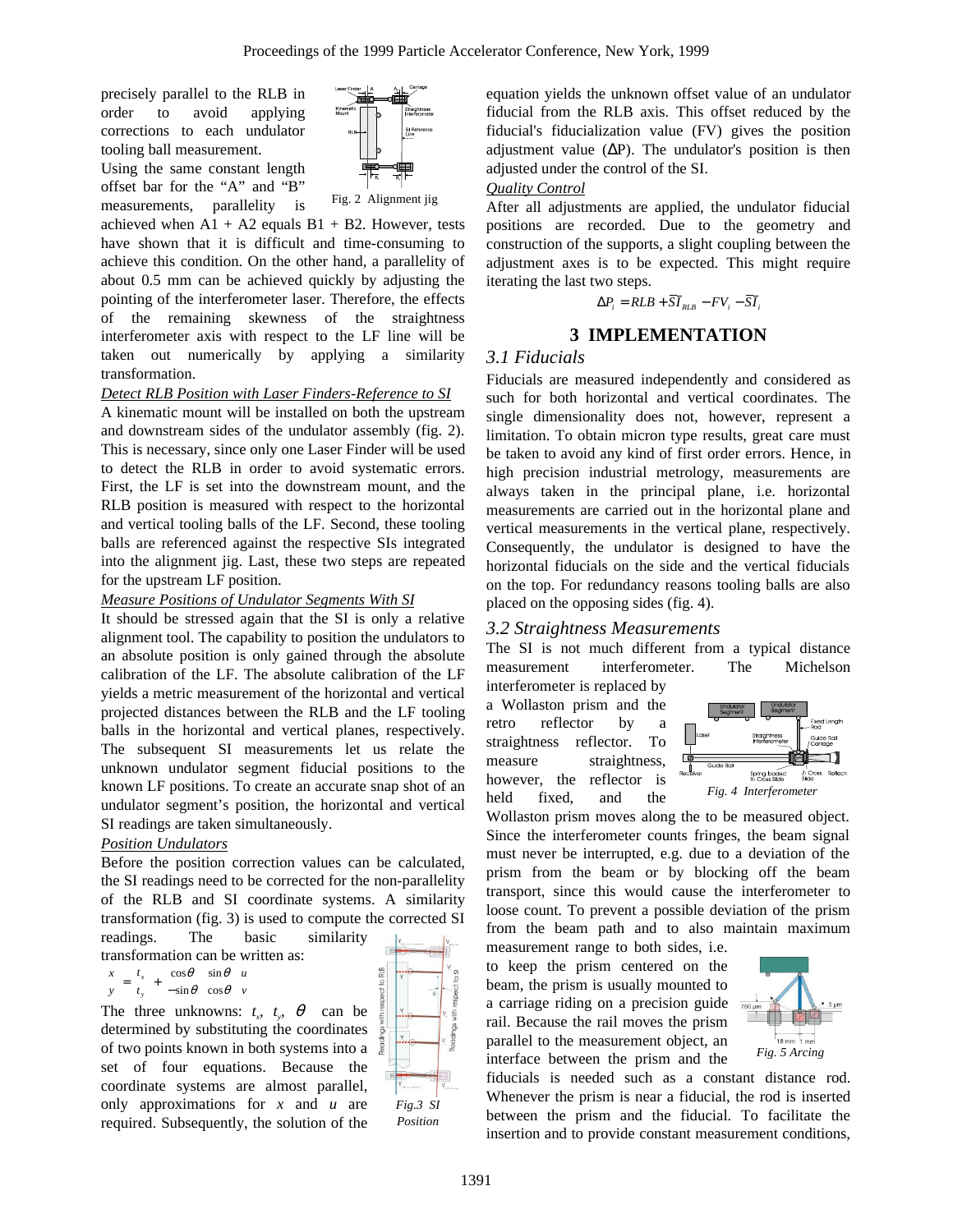precisely parallel to the RLB in order to avoid applying corrections to each undulator tooling ball measurement.

Using the same constant length offset bar for the "A" and "B" measurements, parallelity is achieved when A1 + A2 equals B1 + B2. However, tests have shown that it is difficult and time-consuming to achieve this condition. On the other hand, a parallelity of about 0.5 mm can be achieved quickly by adjusting the pointing of the interferometer laser. Therefore, the effects of the remaining skewness of the straightness interferometer axis with respect to the LF line will be taken out numerically by applying a similarity transformation.

Fig. 2 Alignment jig

_Detect RLB Position with Laser Finders-Reference to SI_

A kinematic mount will be installed on both the upstream and downstream sides of the undulator assembly (fig. 2). This is necessary, since only one Laser Finder will be used to detect the RLB in order to avoid systematic errors. First, the LF is set into the downstream mount, and the RLB position is measured with respect to the horizontal and vertical tooling balls of the LF. Second, these tooling balls are referenced against the respective SIs integrated into the alignment jig. Last, these two steps are repeated for the upstream LF position.

_Measure Positions of Undulator Segments With SI_

It should be stressed again that the SI is only a relative alignment tool. The capability to position the undulators to an absolute position is only gained through the absolute calibration of the LF. The absolute calibration of the LF yields a metric measurement of the horizontal and vertical projected distances between the RLB and the LF tooling balls in the horizontal and vertical planes, respectively. The subsequent SI measurements let us relate the unknown undulator segment fiducial positions to the known LF positions. To create an accurate snap shot of an undulator segment's position, the horizontal and vertical SI readings are taken simultaneously.

_Position Undulators_

Before the position correction values can be calculated, the SI readings need to be corrected for the non-parallelity of the RLB and SI coordinate systems. A similarity transformation (fig. 3) is used to compute the corrected SI readings. The basic similarity transformation can be written as:

$$\begin{pmatrix} x \\ y \end{pmatrix} = \begin{pmatrix} t_x \\ t_y \end{pmatrix} + \begin{pmatrix} \cos\theta & \sin\theta \\ -\sin\theta & \cos\theta \end{pmatrix} \begin{pmatrix} u \\ v \end{pmatrix}$$

The three unknowns: $t_x$, $t_y$, $\theta$ can be determined by substituting the coordinates of two points known in both systems into a set of four equations. Because the coordinate systems are almost parallel, only approximations for $x$ and $u$ are required. Subsequently, the solution of the equation yields the unknown offset value of an undulator fiducial from the RLB axis. This offset reduced by the fiducial's fiducialization value (FV) gives the position adjustment value (ΔP). The undulator's position is then adjusted under the control of the SI.

*Fig.3 SI Position*

_Quality Control_

After all adjustments are applied, the undulator fiducial positions are recorded. Due to the geometry and construction of the supports, a slight coupling between the adjustment axes is to be expected. This might require iterating the last two steps.

$$\Delta P_i = RLB + \overline{SI}_{RLB} - FV_i - \overline{SI}_i$$

## 3 IMPLEMENTATION

### *3.1 Fiducials*

Fiducials are measured independently and considered as such for both horizontal and vertical coordinates. The single dimensionality does not, however, represent a limitation. To obtain micron type results, great care must be taken to avoid any kind of first order errors. Hence, in high precision industrial metrology, measurements are always taken in the principal plane, i.e. horizontal measurements are carried out in the horizontal plane and vertical measurements in the vertical plane, respectively. Consequently, the undulator is designed to have the horizontal fiducials on the side and the vertical fiducials on the top. For redundancy reasons tooling balls are also placed on the opposing sides (fig. 4).

### *3.2 Straightness Measurements*

The SI is not much different from a typical distance measurement interferometer. The Michelson interferometer is replaced by a Wollaston prism and the retro reflector by a straightness reflector. To measure straightness, however, the reflector is held fixed, and the Wollaston prism moves along the to be measured object. Since the interferometer counts fringes, the beam signal must never be interrupted, e.g. due to a deviation of the prism from the beam or by blocking off the beam transport, since this would cause the interferometer to loose count. To prevent a possible deviation of the prism from the beam path and to also maintain maximum measurement range to both sides, i.e. to keep the prism centered on the beam, the prism is usually mounted to a carriage riding on a precision guide rail. Because the rail moves the prism parallel to the measurement object, an interface between the prism and the fiducials is needed such as a constant distance rod. Whenever the prism is near a fiducial, the rod is inserted between the prism and the fiducial. To facilitate the insertion and to provide constant measurement conditions,

*Fig. 4 Interferometer*

*Fig. 5 Arcing*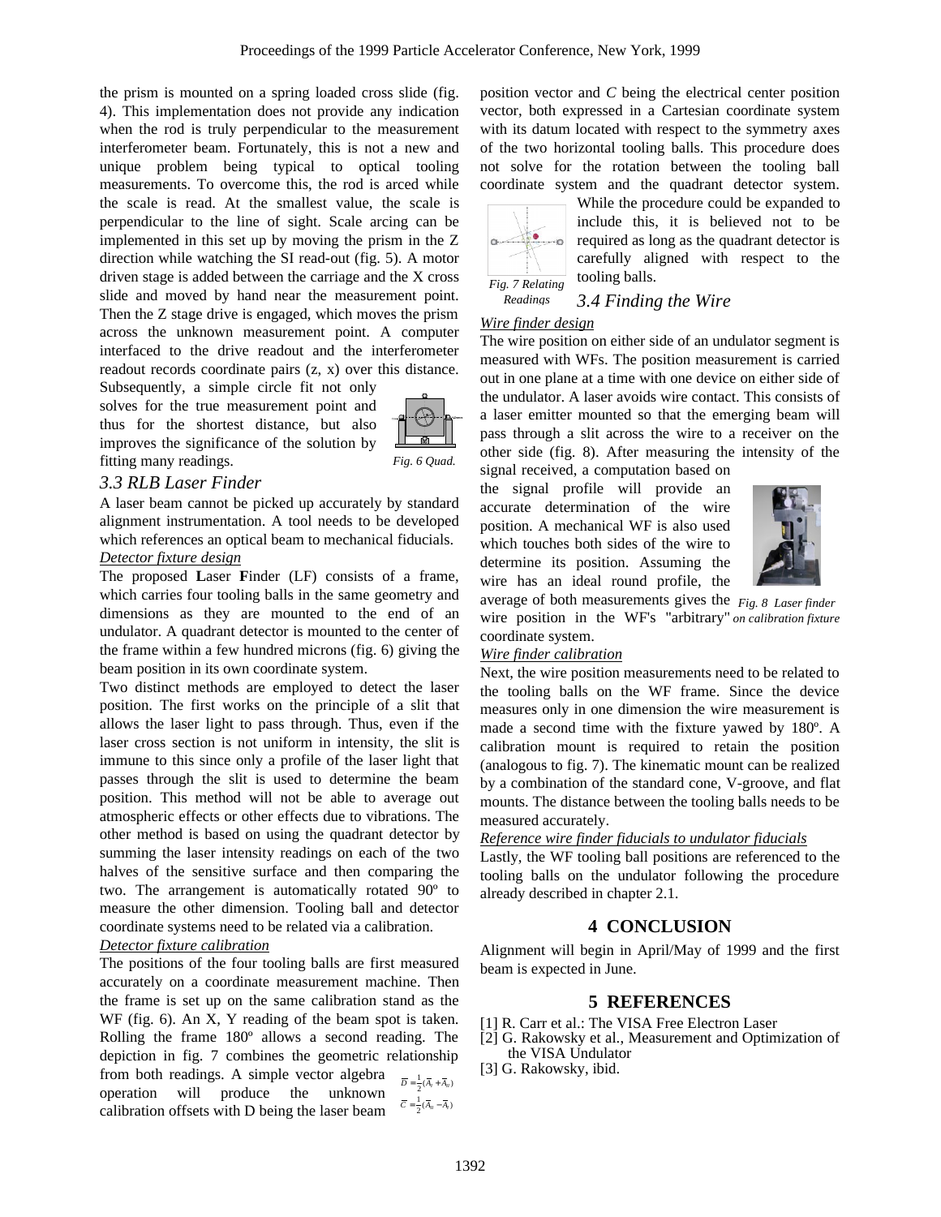the prism is mounted on a spring loaded cross slide (fig. 4). This implementation does not provide any indication when the rod is truly perpendicular to the measurement interferometer beam. Fortunately, this is not a new and unique problem being typical to optical tooling measurements. To overcome this, the rod is arced while the scale is read. At the smallest value, the scale is perpendicular to the line of sight. Scale arcing can be implemented in this set up by moving the prism in the Z direction while watching the SI read-out (fig. 5). A motor driven stage is added between the carriage and the X cross slide and moved by hand near the measurement point. Then the Z stage drive is engaged, which moves the prism across the unknown measurement point. A computer interfaced to the drive readout and the interferometer readout records coordinate pairs (z, x) over this distance. Subsequently, a simple circle fit not only solves for the true measurement point and thus for the shortest distance, but also improves the significance of the solution by fitting many readings.

*Fig. 6 Quad.*

### 3.3 RLB Laser Finder

A laser beam cannot be picked up accurately by standard alignment instrumentation. A tool needs to be developed which references an optical beam to mechanical fiducials.

*Detector fixture design*

The proposed **L**aser **F**inder (LF) consists of a frame, which carries four tooling balls in the same geometry and dimensions as they are mounted to the end of an undulator. A quadrant detector is mounted to the center of the frame within a few hundred microns (fig. 6) giving the beam position in its own coordinate system.

Two distinct methods are employed to detect the laser position. The first works on the principle of a slit that allows the laser light to pass through. Thus, even if the laser cross section is not uniform in intensity, the slit is immune to this since only a profile of the laser light that passes through the slit is used to determine the beam position. This method will not be able to average out atmospheric effects or other effects due to vibrations. The other method is based on using the quadrant detector by summing the laser intensity readings on each of the two halves of the sensitive surface and then comparing the two. The arrangement is automatically rotated 90º to measure the other dimension. Tooling ball and detector coordinate systems need to be related via a calibration.

*Detector fixture calibration*

The positions of the four tooling balls are first measured accurately on a coordinate measurement machine. Then the frame is set up on the same calibration stand as the WF (fig. 6). An X, Y reading of the beam spot is taken. Rolling the frame 180º allows a second reading. The depiction in fig. 7 combines the geometric relationship from both readings. A simple vector algebra operation will produce the unknown calibration offsets with D being the laser beam position vector and *C* being the electrical center position vector, both expressed in a Cartesian coordinate system with its datum located with respect to the symmetry axes of the two horizontal tooling balls. This procedure does not solve for the rotation between the tooling ball coordinate system and the quadrant detector system. While the procedure could be expanded to include this, it is believed not to be required as long as the quadrant detector is carefully aligned with respect to the tooling balls.

$$\overline{D} = \frac{1}{2}(\overline{A}_I + \overline{A}_{II})$$

$$\overline{C} = \frac{1}{2}(\overline{A}_{II} - \overline{A}_I)$$

*Fig. 7 Relating Readings*

### 3.4 Finding the Wire

*Wire finder design*

The wire position on either side of an undulator segment is measured with WFs. The position measurement is carried out in one plane at a time with one device on either side of the undulator. A laser avoids wire contact. This consists of a laser emitter mounted so that the emerging beam will pass through a slit across the wire to a receiver on the other side (fig. 8). After measuring the intensity of the signal received, a computation based on the signal profile will provide an accurate determination of the wire position. A mechanical WF is also used which touches both sides of the wire to determine its position. Assuming the wire has an ideal round profile, the average of both measurements gives the wire position in the WF's "arbitrary" coordinate system.

*Fig. 8 Laser finder on calibration fixture*

*Wire finder calibration*

Next, the wire position measurements need to be related to the tooling balls on the WF frame. Since the device measures only in one dimension the wire measurement is made a second time with the fixture yawed by 180º. A calibration mount is required to retain the position (analogous to fig. 7). The kinematic mount can be realized by a combination of the standard cone, V-groove, and flat mounts. The distance between the tooling balls needs to be measured accurately.

*Reference wire finder fiducials to undulator fiducials*

Lastly, the WF tooling ball positions are referenced to the tooling balls on the undulator following the procedure already described in chapter 2.1.

## 4 CONCLUSION

Alignment will begin in April/May of 1999 and the first beam is expected in June.

## 5 REFERENCES

[1] R. Carr et al.: The VISA Free Electron Laser

[2] G. Rakowsky et al., Measurement and Optimization of the VISA Undulator

[3] G. Rakowsky, ibid.